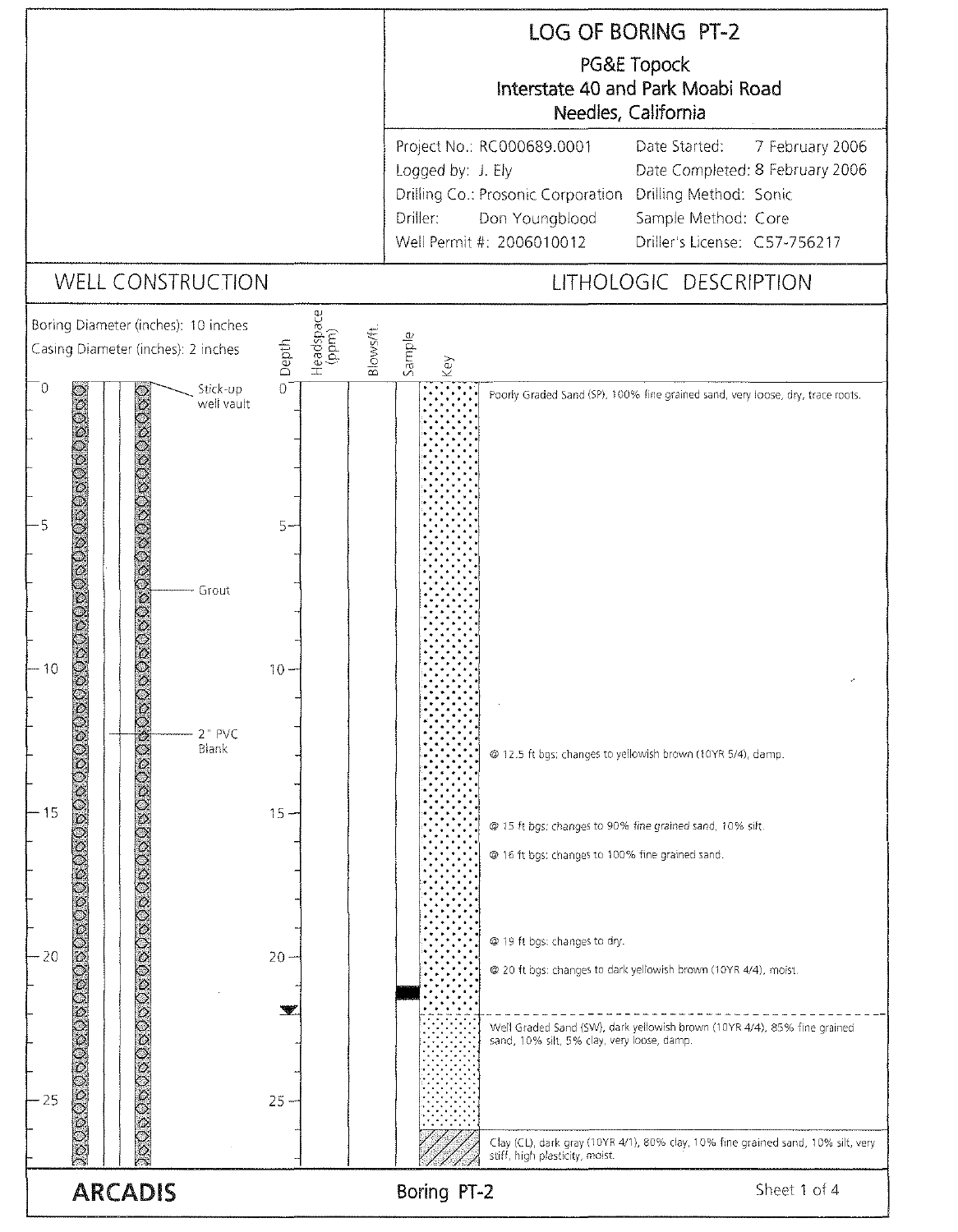# LOG OF BORING PT-2

PG&E Topock
Interstate 40 and Park Moabi Road
Needles, California

| | | | |
|---|---|---|---|
| Project No.: | RC000689.0001 | Date Started: | 7 February 2006 |
| Logged by: | J. Ely | Date Completed: | 8 February 2006 |
| Drilling Co.: | Prosonic Corporation | Drilling Method: | Sonic |
| Driller: | Don Youngblood | Sample Method: | Core |
| Well Permit #: | 2006010012 | Driller's License: | C57-756217 |

## WELL CONSTRUCTION

Boring Diameter (inches): 10 inches
Casing Diameter (inches): 2 inches

- 0 ft: Stick-up well vault
- Grout
- 2" PVC Blank

## LITHOLOGIC DESCRIPTION

| Depth | Headspace (ppm) | Blows/ft. | Sample | Description |
|---|---|---|---|---|
| 0 | | | | Poorly Graded Sand (SP), 100% fine grained sand, very loose, dry, trace roots. |
| 12.5 | | | | @ 12.5 ft bgs: changes to yellowish brown (10YR 5/4), damp. |
| 15 | | | | @ 15 ft bgs: changes to 90% fine grained sand, 10% silt. |
| 16 | | | | @ 16 ft bgs: changes to 100% fine grained sand. |
| 19 | | | | @ 19 ft bgs: changes to dry. |
| 20 | | | | @ 20 ft bgs: changes to dark yellowish brown (10YR 4/4), moist. |
| ~21 | | | ■ | |
| ~22 | | | | Well Graded Sand (SW), dark yellowish brown (10YR 4/4), 85% fine grained sand, 10% silt, 5% clay, very loose, damp. |
| ~26 | | | | Clay (CL), dark gray (10YR 4/1), 80% clay, 10% fine grained sand, 10% silt, very stiff, high plasticity, moist. |

ARCADIS

Boring PT-2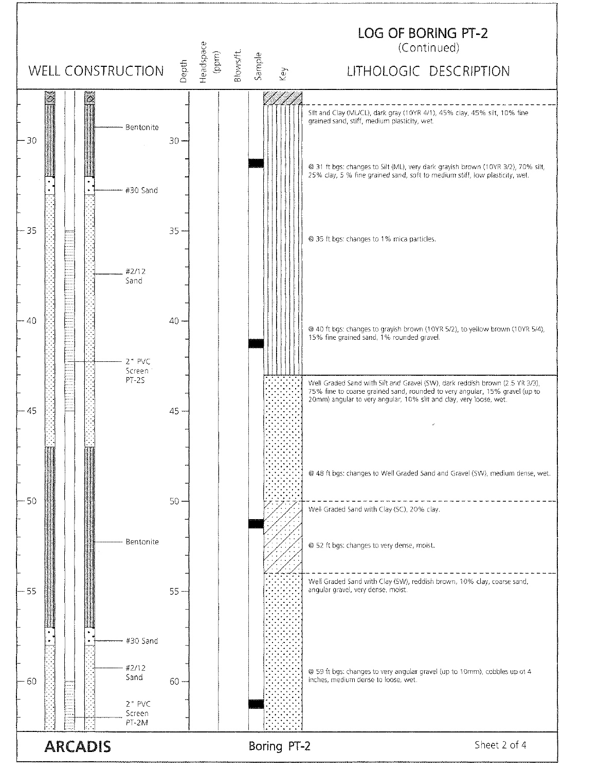# LOG OF BORING PT-2

(Continued)

| Depth (ft) | Well Construction | Lithologic Description |
|---|---|---|
| ~28 | Bentonite | Silt and Clay (ML/CL), dark gray (10YR 4/1), 45% clay, 45% silt, 10% fine grained sand, stiff, medium plasticity, wet. |
| 31 | | @ 31 ft bgs: changes to Silt (ML), very dark grayish brown (10YR 3/2), 70% silt, 25% clay, 5 % fine grained sand, soft to medium stiff, low plasticity, wet. |
| ~32 | #30 Sand | |
| ~33 | #2/12 Sand | |
| 35 | 2" PVC Screen PT-2S (approx. 35–45 ft) | @ 35 ft bgs: changes to 1% mica particles. |
| 40 | | @ 40 ft bgs: changes to grayish brown (10YR 5/2), to yellow brown (10YR 5/4), 15% fine grained sand, 1% rounded gravel. |
| ~43 | | Well Graded Sand with Silt and Gravel (SW), dark reddish brown (2.5 YR 3/3), 75% fine to coarse grained sand, rounded to very angular, 15% gravel (up to 20mm) angular to very angular, 10% silt and clay, very loose, wet. |
| ~47 | Bentonite | |
| 48 | | @ 48 ft bgs: changes to Well Graded Sand and Gravel (SW), medium dense, wet. |
| 50 | | Well Graded Sand with Clay (SC), 20% clay. |
| 52 | | @ 52 ft bgs: changes to very dense, moist. |
| ~54 | | Well Graded Sand with Clay (SW), reddish brown, 10% clay, coarse sand, angular gravel, very dense, moist. |
| ~57 | #30 Sand | |
| ~58 | #2/12 Sand | |
| 59 | | @ 59 ft bgs: changes to very angular gravel (up to 10mm), cobbles up ot 4 inches, medium dense to loose, wet. |
| ~60 | 2" PVC Screen PT-2M | |

Samples collected at approximately 31, 41, 51, and 61 ft.

ARCADIS — Boring PT-2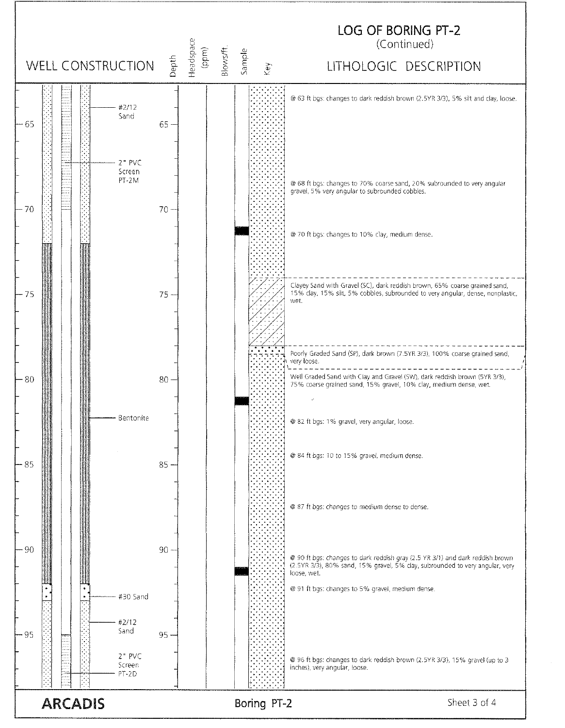# LOG OF BORING PT-2

(Continued)

| WELL CONSTRUCTION | Depth | Headspace (ppm) | Blows/ft. | Sample | Key | LITHOLOGIC DESCRIPTION |
|---|---|---|---|---|---|---|
| #2/12 Sand | | | | | | @ 63 ft bgs: changes to dark reddish brown (2.5YR 3/3), 5% silt and clay, loose. |
| | 65 | | | | | |
| 2" PVC Screen PT-2M | | | | | | @ 68 ft bgs: changes to 70% coarse sand, 20% subrounded to very angular gravel, 5% very angular to subrounded cobbles. |
| | 70 | | | | | @ 70 ft bgs: changes to 10% clay, medium dense. |
| | 75 | | | | | Clayey Sand with Gravel (SC), dark reddish brown, 65% coarse grained sand, 15% clay, 15% silt, 5% cobbles, subrounded to very angular, dense, nonplastic, wet. |
| | | | | | | Poorly Graded Sand (SP), dark brown (7.5YR 3/3), 100% coarse grained sand, very loose. |
| | 80 | | | | | Well Graded Sand with Clay and Gravel (SW), dark reddish brown (5YR 3/3), 75% coarse grained sand, 15% gravel, 10% clay, medium dense, wet. |
| Bentonite | | | | | | @ 82 ft bgs: 1% gravel, very angular, loose. |
| | | | | | | @ 84 ft bgs: 10 to 15% gravel, medium dense. |
| | 85 | | | | | |
| | | | | | | @ 87 ft bgs: changes to medium dense to dense. |
| | 90 | | | | | @ 90 ft bgs: changes to dark reddish gray (2.5 YR 3/1) and dark reddish brown (2.5YR 3/3), 80% sand, 15% gravel, 5% clay, subrounded to very angular, very loose, wet. |
| #30 Sand | | | | | | @ 91 ft bgs: changes to 5% gravel, medium dense. |
| #2/12 Sand | | | | | | |
| | 95 | | | | | |
| 2" PVC Screen PT-2D | | | | | | @ 96 ft bgs: changes to dark reddish brown (2.5YR 3/3), 15% gravel (up to 3 inches), very angular, loose. |

ARCADIS

Boring PT-2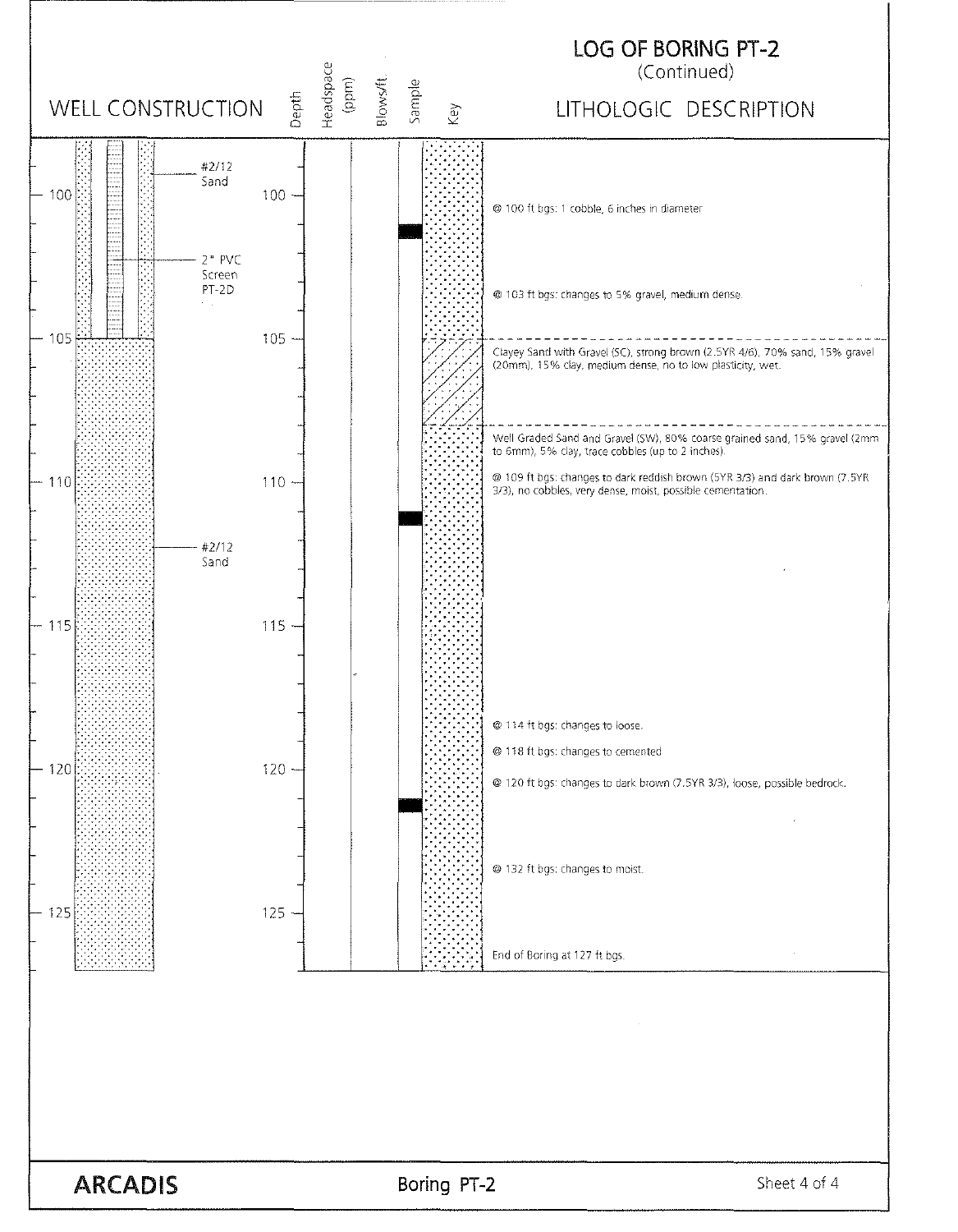# LOG OF BORING PT-2

(Continued)

| WELL CONSTRUCTION | Depth | Headspace (ppm) | Blows/ft. | Sample | Key | LITHOLOGIC DESCRIPTION |
|---|---|---|---|---|---|---|
| #2/12 Sand | | | | | | |
| | 100 | | | | | @ 100 ft bgs: 1 cobble, 6 inches in diameter |
| 2" PVC Screen PT-2D | | | | | | |
| | | | | | | @ 103 ft bgs: changes to 5% gravel, medium dense. |
| | 105 | | | | | Clayey Sand with Gravel (SC), strong brown (2.5YR 4/6), 70% sand, 15% gravel (20mm), 15% clay, medium dense, no to low plasticity, wet. |
| | | | | | | Well Graded Sand and Gravel (SW), 80% coarse grained sand, 15% gravel (2mm to 6mm), 5% clay, trace cobbles (up to 2 inches). |
| | 110 | | | | | @ 109 ft bgs: changes to dark reddish brown (5YR 3/3) and dark brown (7.5YR 3/3), no cobbles, very dense, moist, possible cementation. |
| #2/12 Sand | | | | | | |
| | 115 | | | | | |
| | | | | | | @ 114 ft bgs: changes to loose. |
| | | | | | | @ 118 ft bgs: changes to cemented |
| | 120 | | | | | @ 120 ft bgs: changes to dark brown (7.5YR 3/3), loose, possible bedrock. |
| | | | | | | @ 132 ft bgs: changes to moist. |
| | 125 | | | | | |
| | | | | | | End of Boring at 127 ft bgs. |

ARCADIS

Boring PT-2